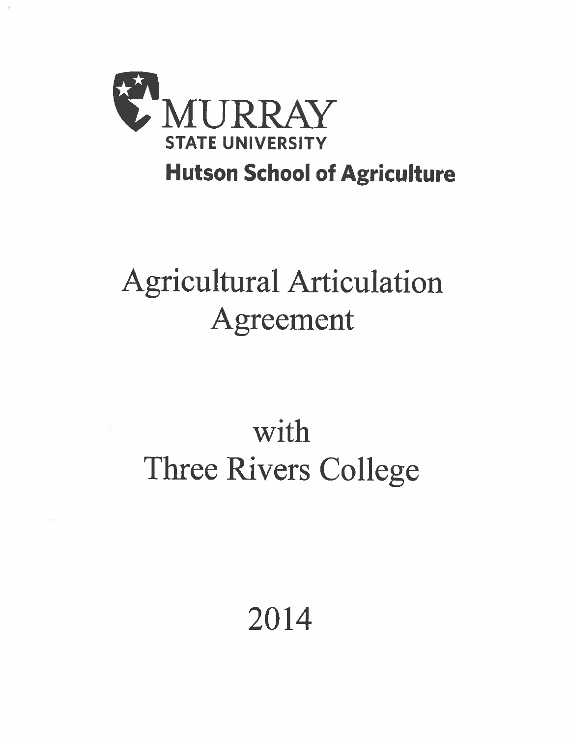MURRAY

STATE UNIVERSITY

**Hutson School of Agriculture**

# Agricultural Articulation Agreement

# with Three Rivers College

# 2014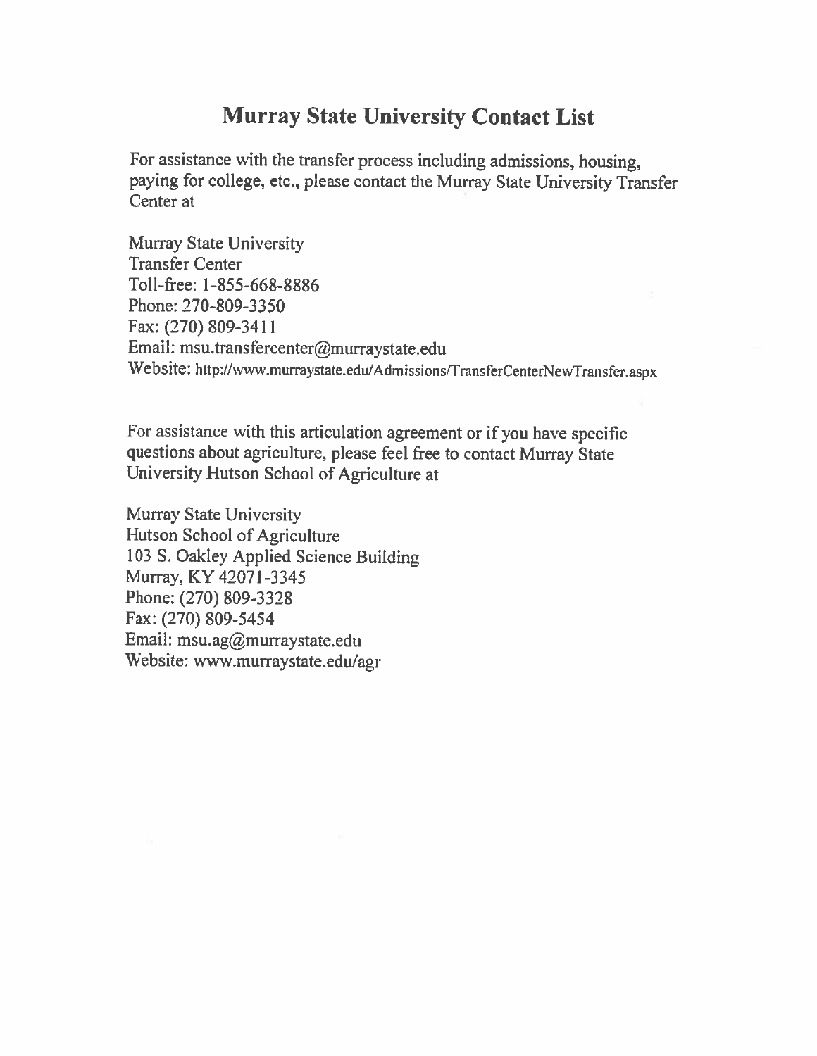# Murray State University Contact List

For assistance with the transfer process including admissions, housing, paying for college, etc., please contact the Murray State University Transfer Center at

Murray State University
Transfer Center
Toll-free: 1-855-668-8886
Phone: 270-809-3350
Fax: (270) 809-3411
Email: msu.transfercenter@murraystate.edu
Website: http://www.murraystate.edu/Admissions/TransferCenterNewTransfer.aspx

For assistance with this articulation agreement or if you have specific questions about agriculture, please feel free to contact Murray State University Hutson School of Agriculture at

Murray State University
Hutson School of Agriculture
103 S. Oakley Applied Science Building
Murray, KY 42071-3345
Phone: (270) 809-3328
Fax: (270) 809-5454
Email: msu.ag@murraystate.edu
Website: www.murraystate.edu/agr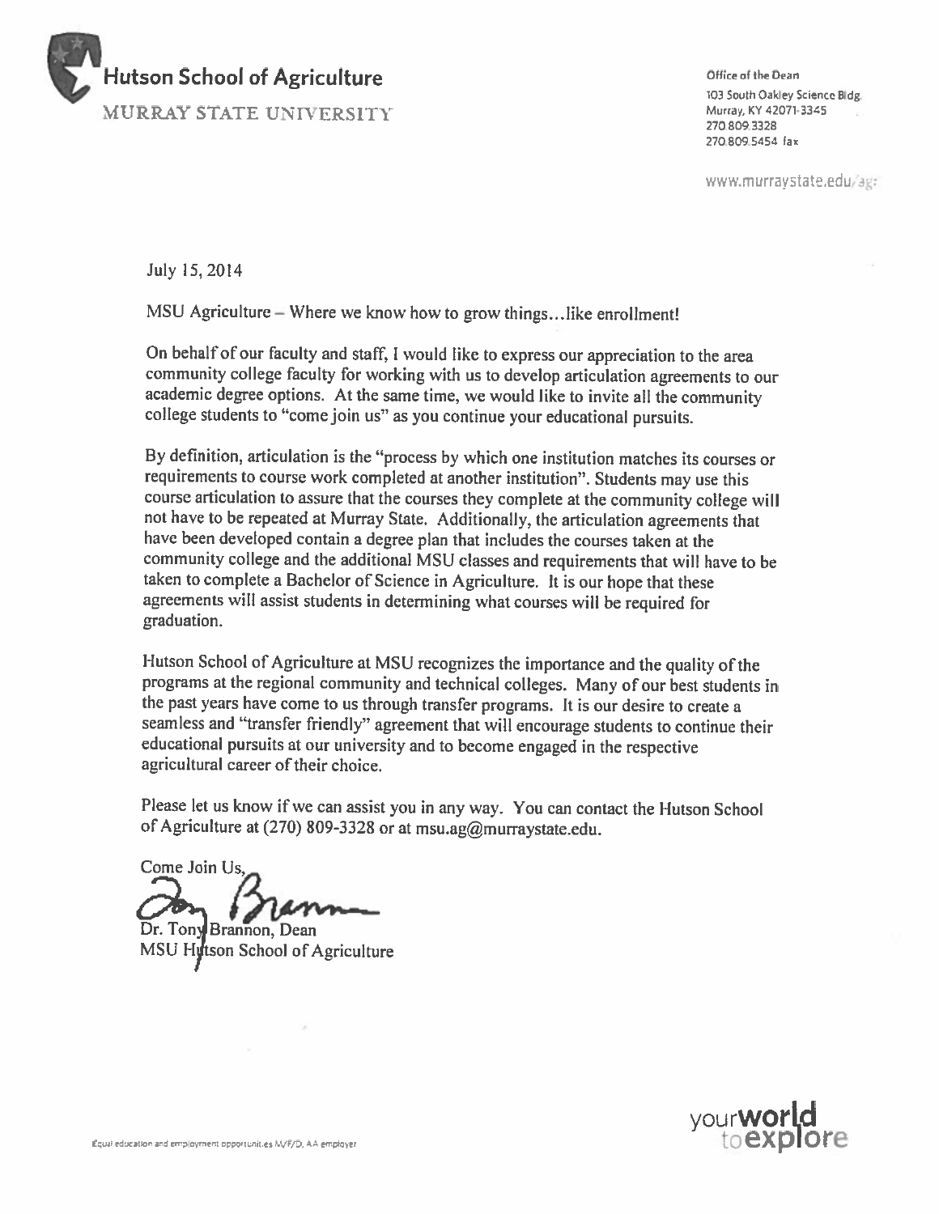**Hutson School of Agriculture**
MURRAY STATE UNIVERSITY

Office of the Dean
103 South Oakley Science Bldg.
Murray, KY 42071-3345
270.809.3328
270.809.5454 fax

www.murraystate.edu/ag

July 15, 2014

MSU Agriculture – Where we know how to grow things…like enrollment!

On behalf of our faculty and staff, I would like to express our appreciation to the area community college faculty for working with us to develop articulation agreements to our academic degree options. At the same time, we would like to invite all the community college students to "come join us" as you continue your educational pursuits.

By definition, articulation is the "process by which one institution matches its courses or requirements to course work completed at another institution". Students may use this course articulation to assure that the courses they complete at the community college will not have to be repeated at Murray State. Additionally, the articulation agreements that have been developed contain a degree plan that includes the courses taken at the community college and the additional MSU classes and requirements that will have to be taken to complete a Bachelor of Science in Agriculture. It is our hope that these agreements will assist students in determining what courses will be required for graduation.

Hutson School of Agriculture at MSU recognizes the importance and the quality of the programs at the regional community and technical colleges. Many of our best students in the past years have come to us through transfer programs. It is our desire to create a seamless and "transfer friendly" agreement that will encourage students to continue their educational pursuits at our university and to become engaged in the respective agricultural career of their choice.

Please let us know if we can assist you in any way. You can contact the Hutson School of Agriculture at (270) 809-3328 or at msu.ag@murraystate.edu.

Come Join Us,

Dr. Tony Brannon, Dean
MSU Hutson School of Agriculture

Equal education and employment opportunities M/F/D, AA employer

your**world** to**explore**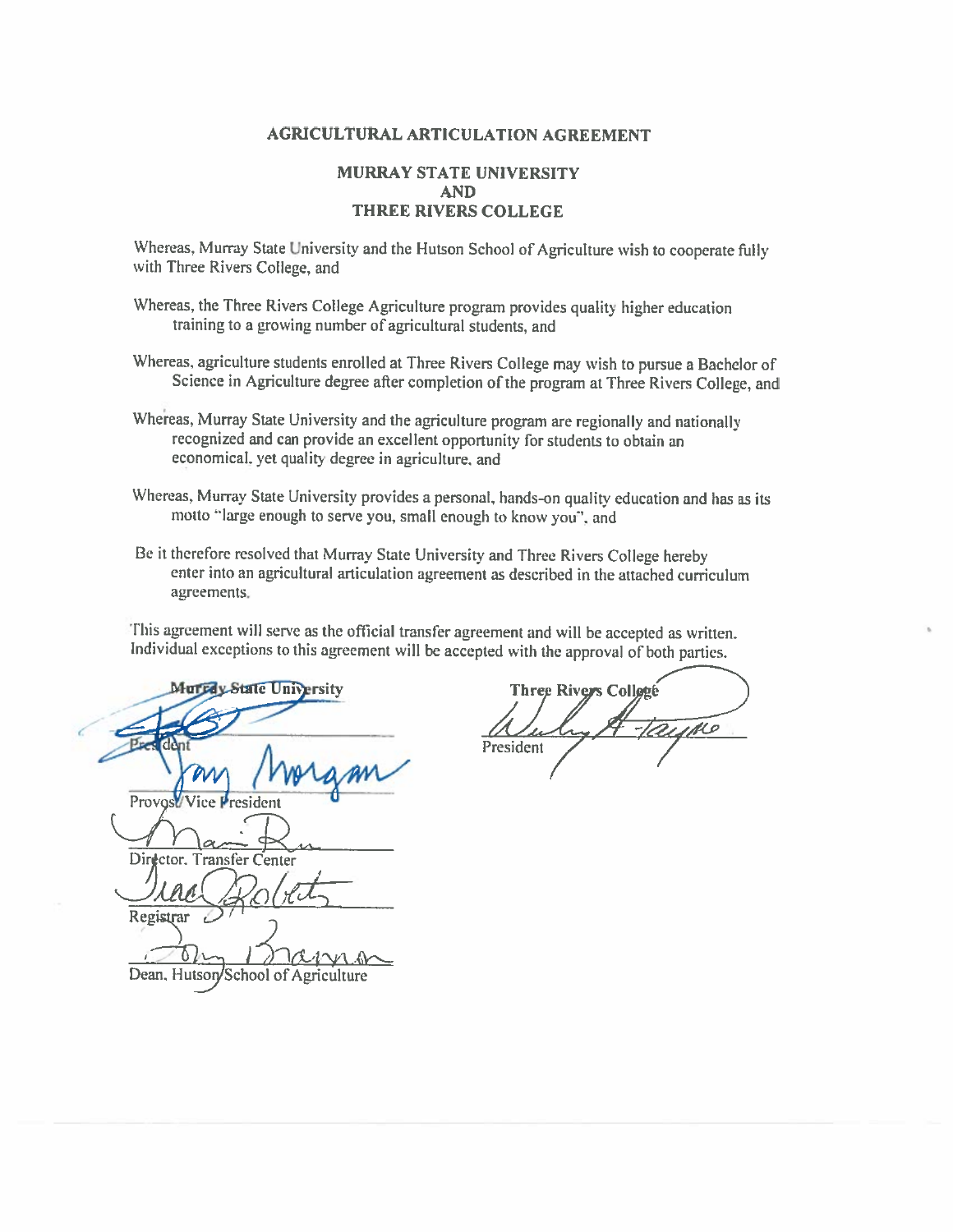**AGRICULTURAL ARTICULATION AGREEMENT**

**MURRAY STATE UNIVERSITY**
**AND**
**THREE RIVERS COLLEGE**

Whereas, Murray State University and the Hutson School of Agriculture wish to cooperate fully with Three Rivers College, and

Whereas, the Three Rivers College Agriculture program provides quality higher education training to a growing number of agricultural students, and

Whereas, agriculture students enrolled at Three Rivers College may wish to pursue a Bachelor of Science in Agriculture degree after completion of the program at Three Rivers College, and

Whereas, Murray State University and the agriculture program are regionally and nationally recognized and can provide an excellent opportunity for students to obtain an economical, yet quality degree in agriculture, and

Whereas, Murray State University provides a personal, hands-on quality education and has as its motto "large enough to serve you, small enough to know you", and

Be it therefore resolved that Murray State University and Three Rivers College hereby enter into an agricultural articulation agreement as described in the attached curriculum agreements.

This agreement will serve as the official transfer agreement and will be accepted as written. Individual exceptions to this agreement will be accepted with the approval of both parties.

**Murray State University**

President

Provost/Vice President

Director, Transfer Center

Registrar

Dean, Hutson School of Agriculture

**Three Rivers College**

President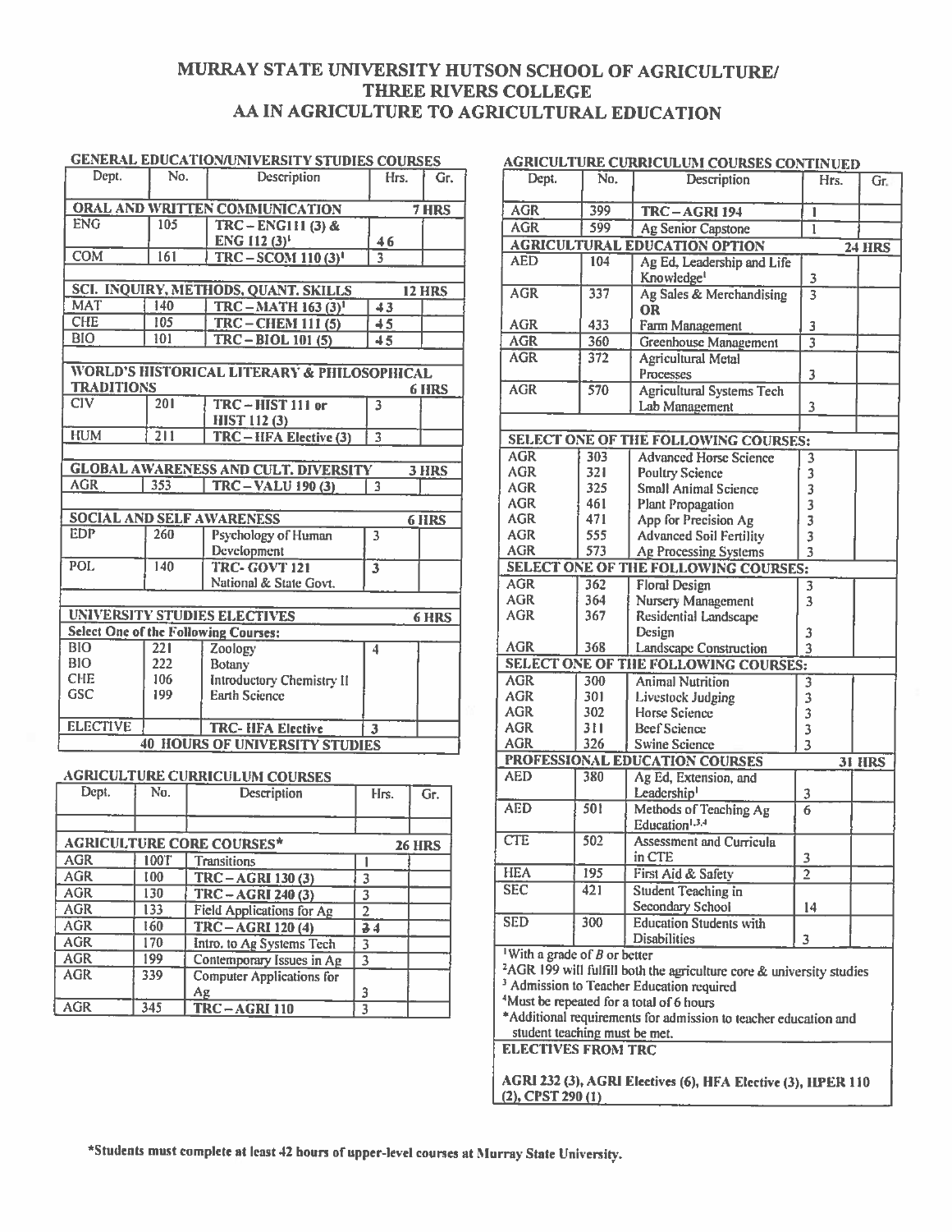# MURRAY STATE UNIVERSITY HUTSON SCHOOL OF AGRICULTURE/ THREE RIVERS COLLEGE AA IN AGRICULTURE TO AGRICULTURAL EDUCATION

## GENERAL EDUCATION/UNIVERSITY STUDIES COURSES

| Dept. | No. | Description | Hrs. | Gr. |
|---|---|---|---|---|
| **ORAL AND WRITTEN COMMUNICATION** | | | **7 HRS** | |
| ENG | 105 | TRC – ENG111 (3) & ENG 112 (3)[1] | 4 6 | |
| COM | 161 | TRC – SCOM 110 (3)[1] | 3 | |
| **SCI. INQUIRY, METHODS, QUANT. SKILLS** | | | **12 HRS** | |
| MAT | 140 | TRC – MATH 163 (3)[1] | 4 3 | |
| CHE | 105 | TRC – CHEM 111 (5) | 4 5 | |
| BIO | 101 | TRC – BIOL 101 (5) | 4 5 | |
| **WORLD'S HISTORICAL LITERARY & PHILOSOPHICAL TRADITIONS** | | | **6 HRS** | |
| CIV | 201 | TRC – HIST 111 or HIST 112 (3) | 3 | |
| HUM | 211 | TRC – HFA Elective (3) | 3 | |
| **GLOBAL AWARENESS AND CULT. DIVERSITY** | | | **3 HRS** | |
| AGR | 353 | TRC – VALU 190 (3) | 3 | |
| **SOCIAL AND SELF AWARENESS** | | | **6 HRS** | |
| EDP | 260 | Psychology of Human Development | 3 | |
| POL | 140 | TRC- GOVT 121 National & State Govt. | 3 | |
| **UNIVERSITY STUDIES ELECTIVES** | | | **6 HRS** | |
| **Select One of the Following Courses:** | | | | |
| BIO | 221 | Zoology | 4 | |
| BIO | 222 | Botany | | |
| CHE | 106 | Introductory Chemistry II | | |
| GSC | 199 | Earth Science | | |
| ELECTIVE | | TRC- HFA Elective | 3 | |
| **40 HOURS OF UNIVERSITY STUDIES** | | | | |

## AGRICULTURE CURRICULUM COURSES

| Dept. | No. | Description | Hrs. | Gr. |
|---|---|---|---|---|
| **AGRICULTURE CORE COURSES*** | | | **26 HRS** | |
| AGR | 100T | Transitions | 1 | |
| AGR | 100 | TRC – AGRI 130 (3) | 3 | |
| AGR | 130 | TRC – AGRI 240 (3) | 3 | |
| AGR | 133 | Field Applications for Ag | 2 | |
| AGR | 160 | TRC – AGRI 120 (4) | 3 4 | |
| AGR | 170 | Intro. to Ag Systems Tech | 3 | |
| AGR | 199 | Contemporary Issues in Ag | 3 | |
| AGR | 339 | Computer Applications for Ag | 3 | |
| AGR | 345 | TRC – AGRI 110 | 3 | |

## AGRICULTURE CURRICULUM COURSES CONTINUED

| Dept. | No. | Description | Hrs. | Gr. |
|---|---|---|---|---|
| AGR | 399 | TRC – AGRI 194 | 1 | |
| AGR | 599 | Ag Senior Capstone | 1 | |
| **AGRICULTURAL EDUCATION OPTION** | | | **24 HRS** | |
| AED | 104 | Ag Ed, Leadership and Life Knowledge[1] | 3 | |
| AGR | 337 | Ag Sales & Merchandising **OR** | 3 | |
| AGR | 433 | Farm Management | 3 | |
| AGR | 360 | Greenhouse Management | 3 | |
| AGR | 372 | Agricultural Metal Processes | 3 | |
| AGR | 570 | Agricultural Systems Tech Lab Management | 3 | |
| **SELECT ONE OF THE FOLLOWING COURSES:** | | | | |
| AGR | 303 | Advanced Horse Science | 3 | |
| AGR | 321 | Poultry Science | 3 | |
| AGR | 325 | Small Animal Science | 3 | |
| AGR | 461 | Plant Propagation | 3 | |
| AGR | 471 | App for Precision Ag | 3 | |
| AGR | 555 | Advanced Soil Fertility | 3 | |
| AGR | 573 | Ag Processing Systems | 3 | |
| **SELECT ONE OF THE FOLLOWING COURSES:** | | | | |
| AGR | 362 | Floral Design | 3 | |
| AGR | 364 | Nursery Management | 3 | |
| AGR | 367 | Residential Landscape Design | 3 | |
| AGR | 368 | Landscape Construction | 3 | |
| **SELECT ONE OF THE FOLLOWING COURSES:** | | | | |
| AGR | 300 | Animal Nutrition | 3 | |
| AGR | 301 | Livestock Judging | 3 | |
| AGR | 302 | Horse Science | 3 | |
| AGR | 311 | Beef Science | 3 | |
| AGR | 326 | Swine Science | 3 | |
| **PROFESSIONAL EDUCATION COURSES** | | | **31 HRS** | |
| AED | 380 | Ag Ed, Extension, and Leadership[1] | 3 | |
| AED | 501 | Methods of Teaching Ag Education[1,3,4] | 6 | |
| CTE | 502 | Assessment and Curricula in CTE | 3 | |
| HEA | 195 | First Aid & Safety | 2 | |
| SEC | 421 | Student Teaching in Secondary School | 14 | |
| SED | 300 | Education Students with Disabilities | 3 | |

[1]With a grade of *B* or better
[2]AGR 199 will fulfill both the agriculture core & university studies
[3] Admission to Teacher Education required
[4]Must be repeated for a total of 6 hours
*Additional requirements for admission to teacher education and student teaching must be met.

**ELECTIVES FROM TRC**

**AGRI 232 (3), AGRI Electives (6), HFA Elective (3), HPER 110 (2), CPST 290 (1)**

**\*Students must complete at least 42 hours of upper-level courses at Murray State University.**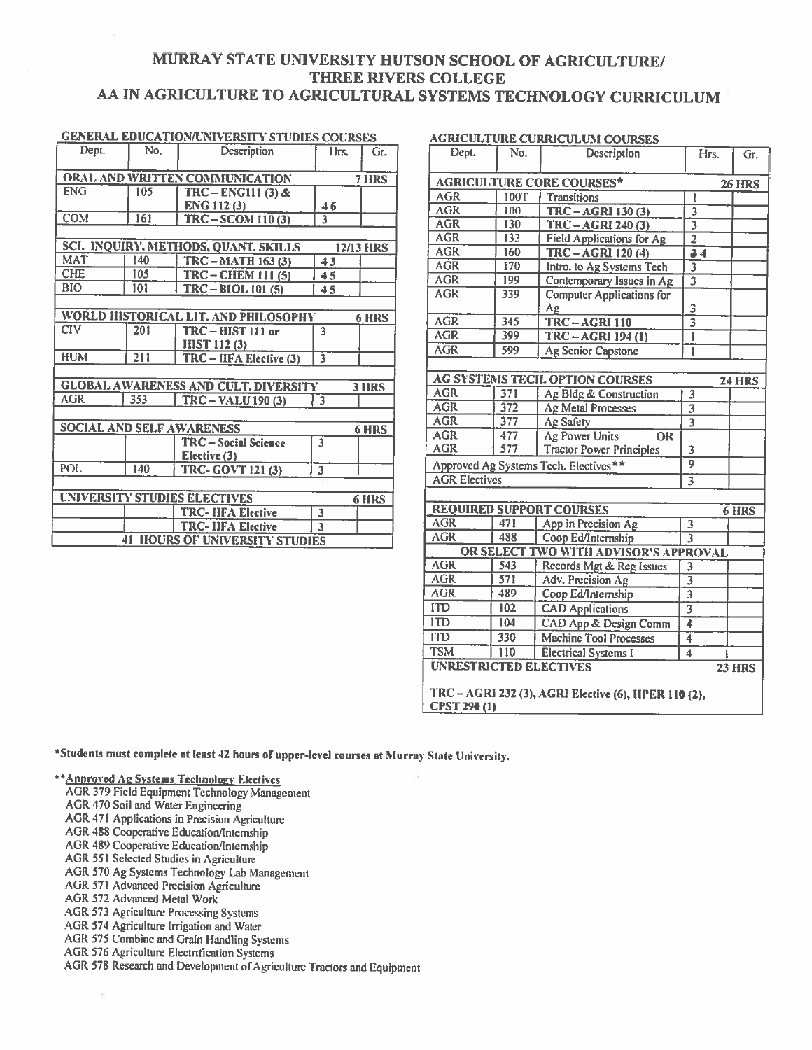# MURRAY STATE UNIVERSITY HUTSON SCHOOL OF AGRICULTURE/ THREE RIVERS COLLEGE
# AA IN AGRICULTURE TO AGRICULTURAL SYSTEMS TECHNOLOGY CURRICULUM

## GENERAL EDUCATION/UNIVERSITY STUDIES COURSES

| Dept. | No. | Description | Hrs. | Gr. |
|---|---|---|---|---|
| **ORAL AND WRITTEN COMMUNICATION** | | | **7 HRS** | |
| ENG | 105 | TRC – ENG111 (3) & ENG 112 (3) | 4 6 | |
| COM | 161 | TRC – SCOM 110 (3) | 3 | |
| **SCI. INQUIRY, METHODS, QUANT. SKILLS** | | | **12/13 HRS** | |
| MAT | 140 | TRC – MATH 163 (3) | 4 3 | |
| CHE | 105 | TRC – CHEM 111 (5) | 4 5 | |
| BIO | 101 | TRC – BIOL 101 (5) | 4 5 | |
| **WORLD HISTORICAL LIT. AND PHILOSOPHY** | | | **6 HRS** | |
| CIV | 201 | TRC – HIST 111 or HIST 112 (3) | 3 | |
| HUM | 211 | TRC – HFA Elective (3) | 3 | |
| **GLOBAL AWARENESS AND CULT. DIVERSITY** | | | **3 HRS** | |
| AGR | 353 | TRC – VALU 190 (3) | 3 | |
| **SOCIAL AND SELF AWARENESS** | | | **6 HRS** | |
| | | TRC – Social Science Elective (3) | 3 | |
| POL | 140 | TRC- GOVT 121 (3) | 3 | |
| **UNIVERSITY STUDIES ELECTIVES** | | | **6 HRS** | |
| | | TRC- HFA Elective | 3 | |
| | | TRC- HFA Elective | 3 | |
| **41 HOURS OF UNIVERSITY STUDIES** | | | | |

## AGRICULTURE CURRICULUM COURSES

| Dept. | No. | Description | Hrs. | Gr. |
|---|---|---|---|---|
| **AGRICULTURE CORE COURSES*** | | | **26 HRS** | |
| AGR | 100T | Transitions | 1 | |
| AGR | 100 | TRC – AGRI 130 (3) | 3 | |
| AGR | 130 | TRC – AGRI 240 (3) | 3 | |
| AGR | 133 | Field Applications for Ag | 2 | |
| AGR | 160 | TRC – AGRI 120 (4) | 3 4 | |
| AGR | 170 | Intro. to Ag Systems Tech | 3 | |
| AGR | 199 | Contemporary Issues in Ag | 3 | |
| AGR | 339 | Computer Applications for Ag | 3 | |
| AGR | 345 | TRC – AGRI 110 | 3 | |
| AGR | 399 | TRC – AGRI 194 (1) | 1 | |
| AGR | 599 | Ag Senior Capstone | 1 | |
| **AG SYSTEMS TECH. OPTION COURSES** | | | **24 HRS** | |
| AGR | 371 | Ag Bldg & Construction | 3 | |
| AGR | 372 | Ag Metal Processes | 3 | |
| AGR | 377 | Ag Safety | 3 | |
| AGR | 477 | Ag Power Units **OR** | | |
| AGR | 577 | Tractor Power Principles | 3 | |
| Approved Ag Systems Tech. Electives** | | | 9 | |
| AGR Electives | | | 3 | |
| **REQUIRED SUPPORT COURSES** | | | **6 HRS** | |
| AGR | 471 | App in Precision Ag | 3 | |
| AGR | 488 | Coop Ed/Internship | 3 | |
| **OR SELECT TWO WITH ADVISOR'S APPROVAL** | | | | |
| AGR | 543 | Records Mgt & Reg Issues | 3 | |
| AGR | 571 | Adv. Precision Ag | 3 | |
| AGR | 489 | Coop Ed/Internship | 3 | |
| ITD | 102 | CAD Applications | 3 | |
| ITD | 104 | CAD App & Design Comm | 4 | |
| ITD | 330 | Machine Tool Processes | 4 | |
| TSM | 110 | Electrical Systems I | 4 | |
| **UNRESTRICTED ELECTIVES** | | | **23 HRS** | |
| **TRC – AGRI 232 (3), AGRI Elective (6), HPER 110 (2), CPST 290 (1)** | | | | |

***Students must complete at least 42 hours of upper-level courses at Murray State University.**

****Approved Ag Systems Technology Electives**

- AGR 379 Field Equipment Technology Management
- AGR 470 Soil and Water Engineering
- AGR 471 Applications in Precision Agriculture
- AGR 488 Cooperative Education/Internship
- AGR 489 Cooperative Education/Internship
- AGR 551 Selected Studies in Agriculture
- AGR 570 Ag Systems Technology Lab Management
- AGR 571 Advanced Precision Agriculture
- AGR 572 Advanced Metal Work
- AGR 573 Agriculture Processing Systems
- AGR 574 Agriculture Irrigation and Water
- AGR 575 Combine and Grain Handling Systems
- AGR 576 Agriculture Electrification Systems
- AGR 578 Research and Development of Agriculture Tractors and Equipment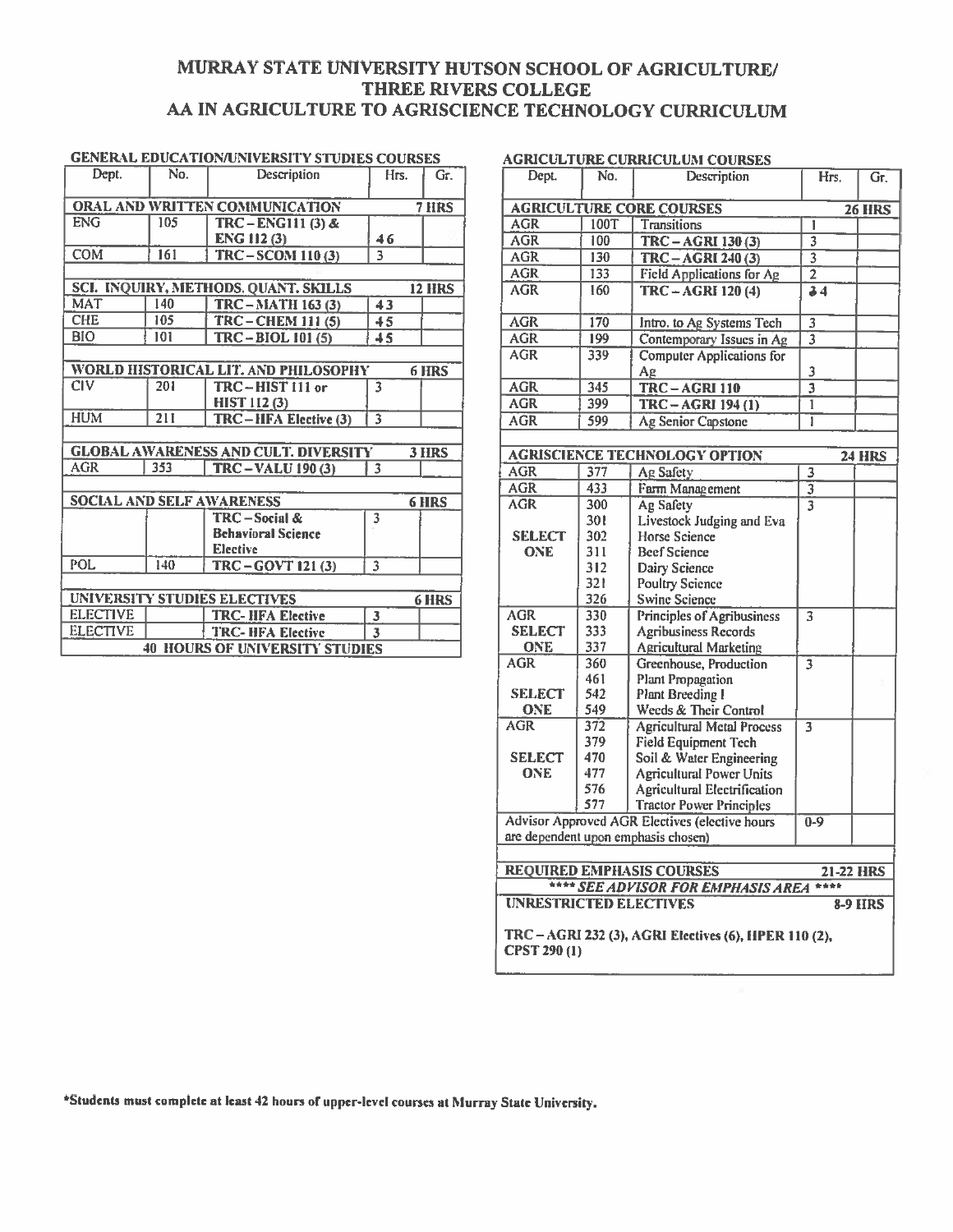# MURRAY STATE UNIVERSITY HUTSON SCHOOL OF AGRICULTURE/ THREE RIVERS COLLEGE AA IN AGRICULTURE TO AGRISCIENCE TECHNOLOGY CURRICULUM

## GENERAL EDUCATION/UNIVERSITY STUDIES COURSES

| Dept. | No. | Description | Hrs. | Gr. |
|---|---|---|---|---|
| **ORAL AND WRITTEN COMMUNICATION** | | | **7 HRS** | |
| ENG | 105 | **TRC – ENG111 (3) & ENG 112 (3)** | 4 6 | |
| COM | 161 | **TRC – SCOM 110 (3)** | 3 | |
| **SCI. INQUIRY, METHODS, QUANT. SKILLS** | | | **12 HRS** | |
| MAT | 140 | **TRC – MATH 163 (3)** | 4 3 | |
| CHE | 105 | **TRC – CHEM 111 (5)** | 4 5 | |
| BIO | 101 | **TRC – BIOL 101 (5)** | 4 5 | |
| **WORLD HISTORICAL LIT. AND PHILOSOPHY** | | | **6 HRS** | |
| CIV | 201 | **TRC – HIST 111 or HIST 112 (3)** | 3 | |
| HUM | 211 | **TRC – HFA Elective (3)** | 3 | |
| **GLOBAL AWARENESS AND CULT. DIVERSITY** | | | **3 HRS** | |
| AGR | 353 | **TRC – VALU 190 (3)** | 3 | |
| **SOCIAL AND SELF AWARENESS** | | | **6 HRS** | |
| | | **TRC – Social & Behavioral Science Elective** | 3 | |
| POL | 140 | **TRC – GOVT 121 (3)** | 3 | |
| **UNIVERSITY STUDIES ELECTIVES** | | | **6 HRS** | |
| ELECTIVE | | **TRC- HFA Elective** | 3 | |
| ELECTIVE | | **TRC- HFA Elective** | 3 | |
| **40 HOURS OF UNIVERSITY STUDIES** | | | | |

## AGRICULTURE CURRICULUM COURSES

| Dept. | No. | Description | Hrs. | Gr. |
|---|---|---|---|---|
| **AGRICULTURE CORE COURSES** | | | **26 HRS** | |
| AGR | 100T | Transitions | 1 | |
| AGR | 100 | **TRC – AGRI 130 (3)** | 3 | |
| AGR | 130 | **TRC – AGRI 240 (3)** | 3 | |
| AGR | 133 | Field Applications for Ag | 2 | |
| AGR | 160 | **TRC – AGRI 120 (4)** | 3 4 | |
| AGR | 170 | Intro. to Ag Systems Tech | 3 | |
| AGR | 199 | Contemporary Issues in Ag | 3 | |
| AGR | 339 | Computer Applications for Ag | 3 | |
| AGR | 345 | **TRC – AGRI 110** | 3 | |
| AGR | 399 | **TRC – AGRI 194 (1)** | 1 | |
| AGR | 599 | Ag Senior Capstone | 1 | |
| **AGRISCIENCE TECHNOLOGY OPTION** | | | **24 HRS** | |
| AGR | 377 | Ag Safety | 3 | |
| AGR | 433 | Farm Management | 3 | |
| AGR SELECT ONE | 300, 301, 302, 311, 312, 321, 326 | Ag Safety; Livestock Judging and Eva; Horse Science; Beef Science; Dairy Science; Poultry Science; Swine Science | 3 | |
| AGR SELECT ONE | 330, 333, 337 | Principles of Agribusiness; Agribusiness Records; Agricultural Marketing | 3 | |
| AGR SELECT ONE | 360, 461, 542, 549 | Greenhouse, Production; Plant Propagation; Plant Breeding I; Weeds & Their Control | 3 | |
| AGR SELECT ONE | 372, 379, 470, 477, 576, 577 | Agricultural Metal Process; Field Equipment Tech; Soil & Water Engineering; Agricultural Power Units; Agricultural Electrification; Tractor Power Principles | 3 | |
| Advisor Approved AGR Electives (elective hours are dependent upon emphasis chosen) | | | 0-9 | |
| **REQUIRED EMPHASIS COURSES** | | | **21-22 HRS** | |
| ***\*\*\*\* SEE ADVISOR FOR EMPHASIS AREA \*\*\*\**** | | | | |
| **UNRESTRICTED ELECTIVES** | | | **8-9 HRS** | |
| **TRC – AGRI 232 (3), AGRI Electives (6), HPER 110 (2), CPST 290 (1)** | | | | |

**\*Students must complete at least 42 hours of upper-level courses at Murray State University.**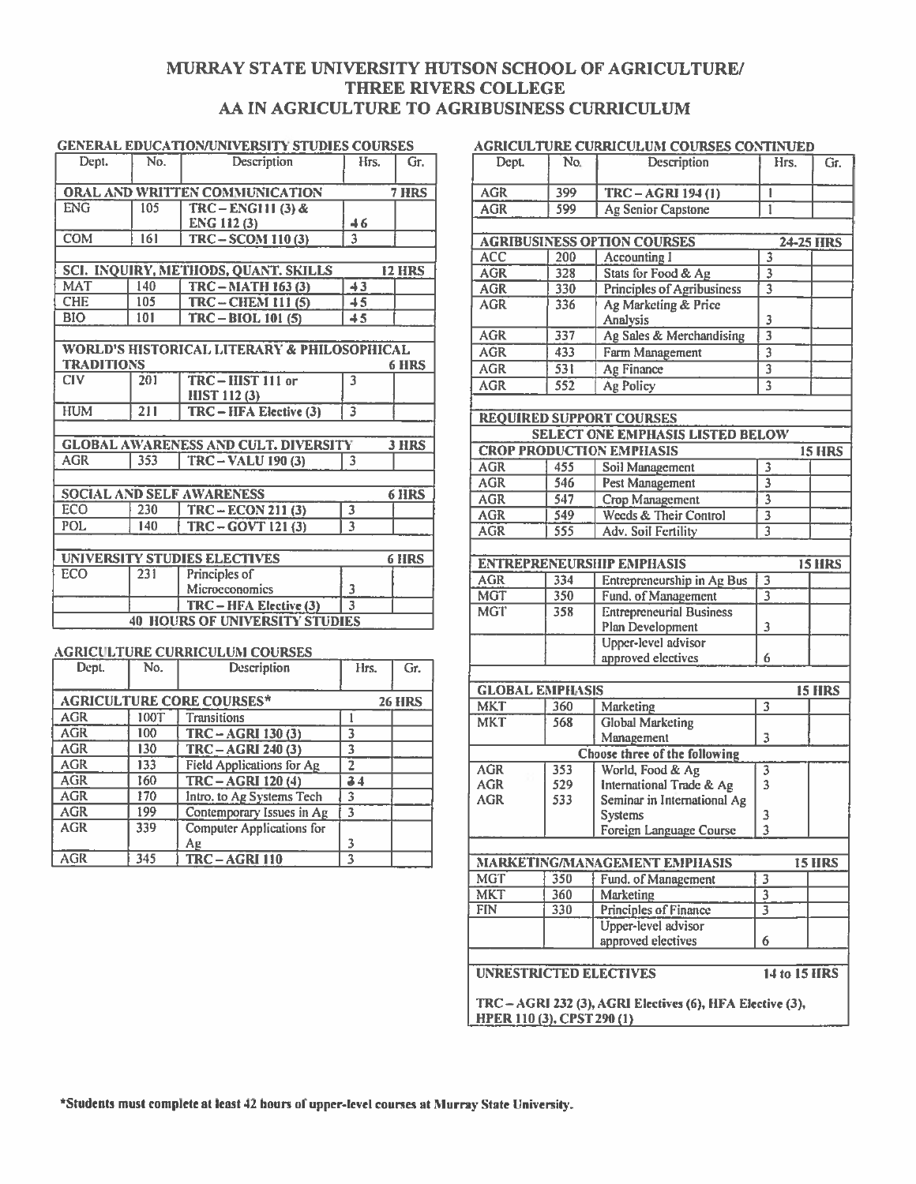# MURRAY STATE UNIVERSITY HUTSON SCHOOL OF AGRICULTURE/ THREE RIVERS COLLEGE AA IN AGRICULTURE TO AGRIBUSINESS CURRICULUM

## GENERAL EDUCATION/UNIVERSITY STUDIES COURSES

| Dept. | No. | Description | Hrs. | Gr. |
|---|---|---|---|---|
| **ORAL AND WRITTEN COMMUNICATION** | | | **7 HRS** | |
| ENG | 105 | **TRC – ENG111 (3) & ENG 112 (3)** | ~~4~~ 6 | |
| COM | 161 | **TRC – SCOM 110 (3)** | 3 | |
| **SCI. INQUIRY, METHODS, QUANT. SKILLS** | | | **12 HRS** | |
| MAT | 140 | **TRC – MATH 163 (3)** | ~~4~~ 3 | |
| CHE | 105 | **TRC – CHEM 111 (5)** | ~~4~~ 5 | |
| BIO | 101 | **TRC – BIOL 101 (5)** | ~~4~~ 5 | |
| **WORLD'S HISTORICAL LITERARY & PHILOSOPHICAL TRADITIONS** | | | **6 HRS** | |
| CIV | 201 | **TRC – HIST 111 or HIST 112 (3)** | 3 | |
| HUM | 211 | **TRC – HFA Elective (3)** | 3 | |
| **GLOBAL AWARENESS AND CULT. DIVERSITY** | | | **3 HRS** | |
| AGR | 353 | **TRC – VALU 190 (3)** | 3 | |
| **SOCIAL AND SELF AWARENESS** | | | **6 HRS** | |
| ECO | 230 | **TRC – ECON 211 (3)** | 3 | |
| POL | 140 | **TRC – GOVT 121 (3)** | 3 | |
| **UNIVERSITY STUDIES ELECTIVES** | | | **6 HRS** | |
| ECO | 231 | Principles of Microeconomics | 3 | |
| | | **TRC – HFA Elective (3)** | 3 | |
| **40 HOURS OF UNIVERSITY STUDIES** | | | | |

## AGRICULTURE CURRICULUM COURSES

| Dept. | No. | Description | Hrs. | Gr. |
|---|---|---|---|---|
| **AGRICULTURE CORE COURSES*** | | | **26 HRS** | |
| AGR | 100T | Transitions | 1 | |
| AGR | 100 | **TRC – AGRI 130 (3)** | 3 | |
| AGR | 130 | **TRC – AGRI 240 (3)** | 3 | |
| AGR | 133 | Field Applications for Ag | 2 | |
| AGR | 160 | **TRC – AGRI 120 (4)** | ~~3~~ 4 | |
| AGR | 170 | Intro. to Ag Systems Tech | 3 | |
| AGR | 199 | Contemporary Issues in Ag | 3 | |
| AGR | 339 | Computer Applications for Ag | 3 | |
| AGR | 345 | **TRC – AGRI 110** | 3 | |

## AGRICULTURE CURRICULUM COURSES CONTINUED

| Dept. | No. | Description | Hrs. | Gr. |
|---|---|---|---|---|
| AGR | 399 | **TRC – AGRI 194 (1)** | 1 | |
| AGR | 599 | Ag Senior Capstone | 1 | |
| **AGRIBUSINESS OPTION COURSES** | | | **24-25 HRS** | |
| ACC | 200 | Accounting I | 3 | |
| AGR | 328 | Stats for Food & Ag | 3 | |
| AGR | 330 | Principles of Agribusiness | 3 | |
| AGR | 336 | Ag Marketing & Price Analysis | 3 | |
| AGR | 337 | Ag Sales & Merchandising | 3 | |
| AGR | 433 | Farm Management | 3 | |
| AGR | 531 | Ag Finance | 3 | |
| AGR | 552 | Ag Policy | 3 | |

## REQUIRED SUPPORT COURSES

**SELECT ONE EMPHASIS LISTED BELOW**

| Dept. | No. | Description | Hrs. | Gr. |
|---|---|---|---|---|
| **CROP PRODUCTION EMPHASIS** | | | **15 HRS** | |
| AGR | 455 | Soil Management | 3 | |
| AGR | 546 | Pest Management | 3 | |
| AGR | 547 | Crop Management | 3 | |
| AGR | 549 | Weeds & Their Control | 3 | |
| AGR | 555 | Adv. Soil Fertility | 3 | |
| **ENTREPRENEURSHIP EMPHASIS** | | | **15 HRS** | |
| AGR | 334 | Entrepreneurship in Ag Bus | 3 | |
| MGT | 350 | Fund. of Management | 3 | |
| MGT | 358 | Entrepreneurial Business Plan Development | 3 | |
| | | Upper-level advisor approved electives | 6 | |
| **GLOBAL EMPHASIS** | | | **15 HRS** | |
| MKT | 360 | Marketing | 3 | |
| MKT | 568 | Global Marketing Management | 3 | |
| | | **Choose three of the following** | | |
| AGR | 353 | World, Food & Ag | 3 | |
| AGR | 529 | International Trade & Ag | 3 | |
| AGR | 533 | Seminar in International Ag Systems | 3 | |
| | | Foreign Language Course | 3 | |
| **MARKETING/MANAGEMENT EMPHASIS** | | | **15 HRS** | |
| MGT | 350 | Fund. of Management | 3 | |
| MKT | 360 | Marketing | 3 | |
| FIN | 330 | Principles of Finance | 3 | |
| | | Upper-level advisor approved electives | 6 | |

**UNRESTRICTED ELECTIVES** — **14 to 15 HRS**

**TRC – AGRI 232 (3), AGRI Electives (6), HFA Elective (3), HPER 110 (3), CPST 290 (1)**

***Students must complete at least 42 hours of upper-level courses at Murray State University.**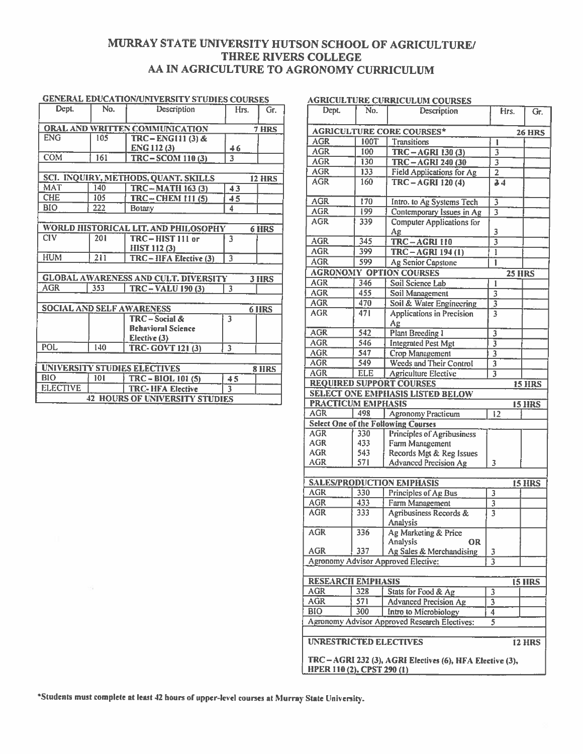# MURRAY STATE UNIVERSITY HUTSON SCHOOL OF AGRICULTURE/ THREE RIVERS COLLEGE
# AA IN AGRICULTURE TO AGRONOMY CURRICULUM

## GENERAL EDUCATION/UNIVERSITY STUDIES COURSES

| Dept. | No. | Description | Hrs. | Gr. |
|---|---|---|---|---|
| **ORAL AND WRITTEN COMMUNICATION** | | | **7 HRS** | |
| ENG | 105 | TRC – ENG111 (3) & ENG 112 (3) | ~~4~~ 6 | |
| COM | 161 | TRC – SCOM 110 (3) | 3 | |
| **SCI. INQUIRY, METHODS, QUANT. SKILLS** | | | **12 HRS** | |
| MAT | 140 | TRC – MATH 163 (3) | ~~4~~ 3 | |
| CHE | 105 | TRC – CHEM 111 (5) | ~~4~~ 5 | |
| BIO | 222 | Botany | 4 | |
| **WORLD HISTORICAL LIT. AND PHILOSOPHY** | | | **6 HRS** | |
| CIV | 201 | TRC – HIST 111 or HIST 112 (3) | 3 | |
| HUM | 211 | TRC – HFA Elective (3) | 3 | |
| **GLOBAL AWARENESS AND CULT. DIVERSITY** | | | **3 HRS** | |
| AGR | 353 | TRC – VALU 190 (3) | 3 | |
| **SOCIAL AND SELF AWARENESS** | | | **6 HRS** | |
| | | TRC – Social & Behavioral Science Elective (3) | 3 | |
| POL | 140 | TRC- GOVT 121 (3) | 3 | |
| **UNIVERSITY STUDIES ELECTIVES** | | | **8 HRS** | |
| BIO | 101 | TRC – BIOL 101 (5) | ~~4~~ 5 | |
| ELECTIVE | | TRC- HFA Elective | 3 | |
| **42 HOURS OF UNIVERSITY STUDIES** | | | | |

## AGRICULTURE CURRICULUM COURSES

| Dept. | No. | Description | Hrs. | Gr. |
|---|---|---|---|---|
| **AGRICULTURE CORE COURSES*** | | | **26 HRS** | |
| AGR | 100T | Transitions | 1 | |
| AGR | 100 | TRC – AGRI 130 (3) | 3 | |
| AGR | 130 | TRC – AGRI 240 (30 | 3 | |
| AGR | 133 | Field Applications for Ag | 2 | |
| AGR | 160 | TRC – AGRI 120 (4) | ~~3~~ 4 | |
| AGR | 170 | Intro. to Ag Systems Tech | 3 | |
| AGR | 199 | Contemporary Issues in Ag | 3 | |
| AGR | 339 | Computer Applications for Ag | 3 | |
| AGR | 345 | TRC – AGRI 110 | 3 | |
| AGR | 399 | TRC – AGRI 194 (1) | 1 | |
| AGR | 599 | Ag Senior Capstone | 1 | |
| **AGRONOMY OPTION COURSES** | | | **25 HRS** | |
| AGR | 346 | Soil Science Lab | 1 | |
| AGR | 455 | Soil Management | 3 | |
| AGR | 470 | Soil & Water Engineering | 3 | |
| AGR | 471 | Applications in Precision Ag | 3 | |
| AGR | 542 | Plant Breeding I | 3 | |
| AGR | 546 | Integrated Pest Mgt | 3 | |
| AGR | 547 | Crop Management | 3 | |
| AGR | 549 | Weeds and Their Control | 3 | |
| AGR | ELE | Agriculture Elective | 3 | |
| **REQUIRED SUPPORT COURSES** | | | **15 HRS** | |
| **SELECT ONE EMPHASIS LISTED BELOW** | | | | |
| **PRACTICUM EMPHASIS** | | | **15 HRS** | |
| AGR | 498 | Agronomy Practicum | 12 | |
| **Select One of the Following Courses** | | | | |
| AGR | 330 | Principles of Agribusiness | | |
| AGR | 433 | Farm Management | | |
| AGR | 543 | Records Mgt & Reg Issues | | |
| AGR | 571 | Advanced Precision Ag | 3 | |
| **SALES/PRODUCTION EMPHASIS** | | | **15 HRS** | |
| AGR | 330 | Principles of Ag Bus | 3 | |
| AGR | 433 | Farm Management | 3 | |
| AGR | 333 | Agribusiness Records & Analysis | 3 | |
| AGR | 336 | Ag Marketing & Price Analysis **OR** | | |
| AGR | 337 | Ag Sales & Merchandising | 3 | |
| Agronomy Advisor Approved Elective: | | | 3 | |
| **RESEARCH EMPHASIS** | | | **15 HRS** | |
| AGR | 328 | Stats for Food & Ag | 3 | |
| AGR | 571 | Advanced Precision Ag | 3 | |
| BIO | 300 | Intro to Microbiology | 4 | |
| Agronomy Advisor Approved Research Electives: | | | 5 | |
| **UNRESTRICTED ELECTIVES** | | | **12 HRS** | |
| **TRC – AGRI 232 (3), AGRI Electives (6), HFA Elective (3), HPER 110 (2), CPST 290 (1)** | | | | |

**\*Students must complete at least 42 hours of upper-level courses at Murray State University.**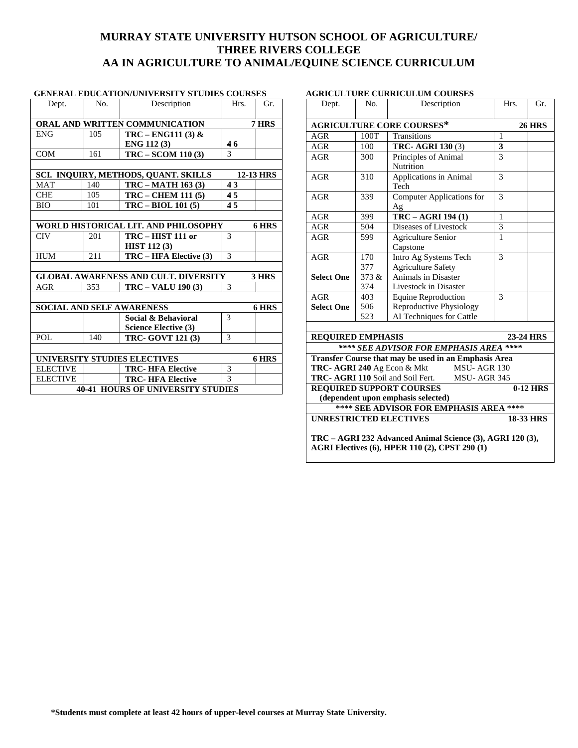# MURRAY STATE UNIVERSITY HUTSON SCHOOL OF AGRICULTURE/ THREE RIVERS COLLEGE AA IN AGRICULTURE TO ANIMAL/EQUINE SCIENCE CURRICULUM

**GENERAL EDUCATION/UNIVERSITY STUDIES COURSES**

| Dept. | No. | Description | Hrs. | Gr. |
|---|---|---|---|---|
| **ORAL AND WRITTEN COMMUNICATION** | | | **7 HRS** | |
| ENG | 105 | **TRC – ENG111 (3) & ENG 112 (3)** | ~~4~~ 6 | |
| COM | 161 | **TRC – SCOM 110 (3)** | 3 | |
| **SCI. INQUIRY, METHODS, QUANT. SKILLS** | | | **12-13 HRS** | |
| MAT | 140 | **TRC – MATH 163 (3)** | ~~4~~ 3 | |
| CHE | 105 | **TRC – CHEM 111 (5)** | ~~4~~ 5 | |
| BIO | 101 | **TRC – BIOL 101 (5)** | ~~4~~ 5 | |
| **WORLD HISTORICAL LIT. AND PHILOSOPHY** | | | **6 HRS** | |
| CIV | 201 | **TRC – HIST 111 or HIST 112 (3)** | 3 | |
| HUM | 211 | **TRC – HFA Elective (3)** | 3 | |
| **GLOBAL AWARENESS AND CULT. DIVERSITY** | | | **3 HRS** | |
| AGR | 353 | **TRC – VALU 190 (3)** | 3 | |
| **SOCIAL AND SELF AWARENESS** | | | **6 HRS** | |
| | | **Social & Behavioral Science Elective (3)** | 3 | |
| POL | 140 | **TRC- GOVT 121 (3)** | 3 | |
| **UNIVERSITY STUDIES ELECTIVES** | | | **6 HRS** | |
| ELECTIVE | | **TRC- HFA Elective** | 3 | |
| ELECTIVE | | **TRC- HFA Elective** | 3 | |
| **40-41 HOURS OF UNIVERSITY STUDIES** | | | | |

**AGRICULTURE CURRICULUM COURSES**

| Dept. | No. | Description | Hrs. | Gr. |
|---|---|---|---|---|
| **AGRICULTURE CORE COURSES*** | | | **26 HRS** | |
| AGR | 100T | Transitions | 1 | |
| AGR | 100 | **TRC- AGRI 130** (3) | **3** | |
| AGR | 300 | Principles of Animal Nutrition | 3 | |
| AGR | 310 | Applications in Animal Tech | 3 | |
| AGR | 339 | Computer Applications for Ag | 3 | |
| AGR | 399 | **TRC – AGRI 194 (1)** | 1 | |
| AGR | 504 | Diseases of Livestock | 3 | |
| AGR | 599 | Agriculture Senior Capstone | 1 | |
| AGR **Select One** | 170 377 373 & 374 | Intro Ag Systems Tech Agriculture Safety Animals in Disaster Livestock in Disaster | 3 | |
| AGR **Select One** | 403 506 523 | Equine Reproduction Reproductive Physiology AI Techniques for Cattle | 3 | |
| **REQUIRED EMPHASIS** | | | **23-24 HRS** | |
| ***\*\*\*\* SEE ADVISOR FOR EMPHASIS AREA \*\*\*\**** | | | | |
| **Transfer Course that may be used in an Emphasis Area** | | | | |
| **TRC- AGRI 240** Ag Econ & Mkt | | MSU- AGR 130 | | |
| **TRC- AGRI 110** Soil and Soil Fert. | | MSU- AGR 345 | | |
| **REQUIRED SUPPORT COURSES** (dependent upon emphasis selected) | | | **0-12 HRS** | |
| **\*\*\*\* SEE ADVISOR FOR EMPHASIS AREA \*\*\*\*** | | | | |
| **UNRESTRICTED ELECTIVES** | | | **18-33 HRS** | |
| **TRC – AGRI 232 Advanced Animal Science (3), AGRI 120 (3), AGRI Electives (6), HPER 110 (2), CPST 290 (1)** | | | | |

**\*Students must complete at least 42 hours of upper-level courses at Murray State University.**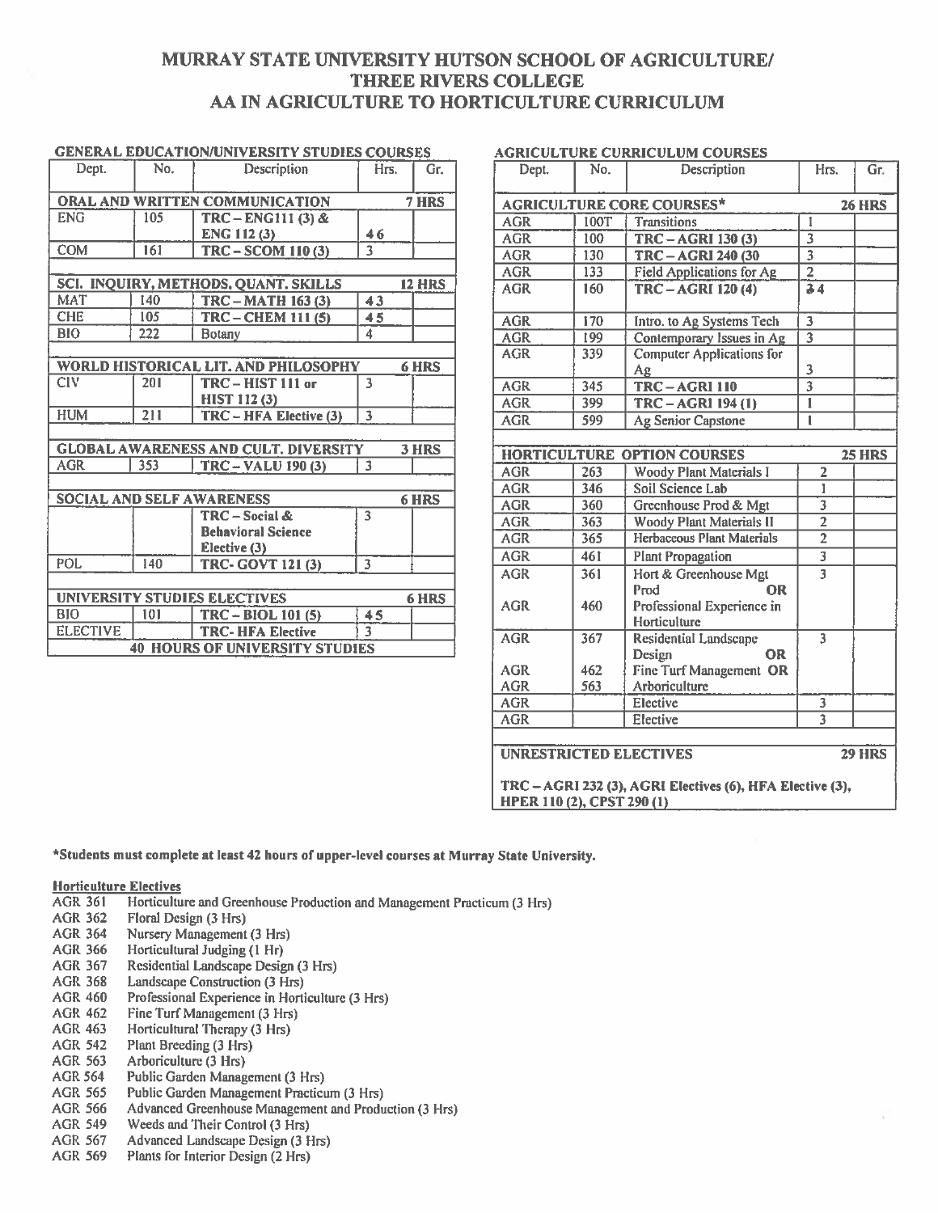# MURRAY STATE UNIVERSITY HUTSON SCHOOL OF AGRICULTURE/ THREE RIVERS COLLEGE AA IN AGRICULTURE TO HORTICULTURE CURRICULUM

**GENERAL EDUCATION/UNIVERSITY STUDIES COURSES**

| Dept. | No. | Description | Hrs. | Gr. |
|---|---|---|---|---|
| **ORAL AND WRITTEN COMMUNICATION** | | | **7 HRS** | |
| ENG | 105 | **TRC – ENG111 (3) & ENG 112 (3)** | 4 6 | |
| COM | 161 | **TRC – SCOM 110 (3)** | 3 | |
| **SCI. INQUIRY, METHODS, QUANT. SKILLS** | | | **12 HRS** | |
| MAT | 140 | **TRC – MATH 163 (3)** | 4 3 | |
| CHE | 105 | **TRC – CHEM 111 (5)** | 4 5 | |
| BIO | 222 | Botany | 4 | |
| **WORLD HISTORICAL LIT. AND PHILOSOPHY** | | | **6 HRS** | |
| CIV | 201 | **TRC – HIST 111 or HIST 112 (3)** | 3 | |
| HUM | 211 | **TRC – HFA Elective (3)** | 3 | |
| **GLOBAL AWARENESS AND CULT. DIVERSITY** | | | **3 HRS** | |
| AGR | 353 | **TRC – VALU 190 (3)** | 3 | |
| **SOCIAL AND SELF AWARENESS** | | | **6 HRS** | |
| | | **TRC – Social & Behavioral Science Elective (3)** | 3 | |
| POL | 140 | **TRC- GOVT 121 (3)** | 3 | |
| **UNIVERSITY STUDIES ELECTIVES** | | | **6 HRS** | |
| BIO | 101 | **TRC – BIOL 101 (5)** | 4 5 | |
| ELECTIVE | | **TRC- HFA Elective** | 3 | |
| **40 HOURS OF UNIVERSITY STUDIES** | | | | |

**AGRICULTURE CURRICULUM COURSES**

| Dept. | No. | Description | Hrs. | Gr. |
|---|---|---|---|---|
| **AGRICULTURE CORE COURSES*** | | | **26 HRS** | |
| AGR | 100T | Transitions | 1 | |
| AGR | 100 | **TRC – AGRI 130 (3)** | 3 | |
| AGR | 130 | **TRC – AGRI 240 (30** | 3 | |
| AGR | 133 | Field Applications for Ag | 2 | |
| AGR | 160 | **TRC – AGRI 120 (4)** | 3 4 | |
| AGR | 170 | Intro. to Ag Systems Tech | 3 | |
| AGR | 199 | Contemporary Issues in Ag | 3 | |
| AGR | 339 | Computer Applications for Ag | 3 | |
| AGR | 345 | **TRC – AGRI 110** | 3 | |
| AGR | 399 | **TRC – AGRI 194 (1)** | 1 | |
| AGR | 599 | Ag Senior Capstone | 1 | |
| **HORTICULTURE OPTION COURSES** | | | **25 HRS** | |
| AGR | 263 | Woody Plant Materials I | 2 | |
| AGR | 346 | Soil Science Lab | 1 | |
| AGR | 360 | Greenhouse Prod & Mgt | 3 | |
| AGR | 363 | Woody Plant Materials II | 2 | |
| AGR | 365 | Herbaceous Plant Materials | 2 | |
| AGR | 461 | Plant Propagation | 3 | |
| AGR | 361 | Hort & Greenhouse Mgt Prod **OR** | 3 | |
| AGR | 460 | Professional Experience in Horticulture | | |
| AGR | 367 | Residential Landscape Design **OR** | 3 | |
| AGR | 462 | Fine Turf Management **OR** | | |
| AGR | 563 | Arboriculture | | |
| AGR | | Elective | 3 | |
| AGR | | Elective | 3 | |
| **UNRESTRICTED ELECTIVES** | | | **29 HRS** | |
| **TRC – AGRI 232 (3), AGRI Electives (6), HFA Elective (3), HPER 110 (2), CPST 290 (1)** | | | | |

**\*Students must complete at least 42 hours of upper-level courses at Murray State University.**

**Horticulture Electives**

- AGR 361 Horticulture and Greenhouse Production and Management Practicum (3 Hrs)
- AGR 362 Floral Design (3 Hrs)
- AGR 364 Nursery Management (3 Hrs)
- AGR 366 Horticultural Judging (1 Hr)
- AGR 367 Residential Landscape Design (3 Hrs)
- AGR 368 Landscape Construction (3 Hrs)
- AGR 460 Professional Experience in Horticulture (3 Hrs)
- AGR 462 Fine Turf Management (3 Hrs)
- AGR 463 Horticultural Therapy (3 Hrs)
- AGR 542 Plant Breeding (3 Hrs)
- AGR 563 Arboriculture (3 Hrs)
- AGR 564 Public Garden Management (3 Hrs)
- AGR 565 Public Garden Management Practicum (3 Hrs)
- AGR 566 Advanced Greenhouse Management and Production (3 Hrs)
- AGR 549 Weeds and Their Control (3 Hrs)
- AGR 567 Advanced Landscape Design (3 Hrs)
- AGR 569 Plants for Interior Design (2 Hrs)